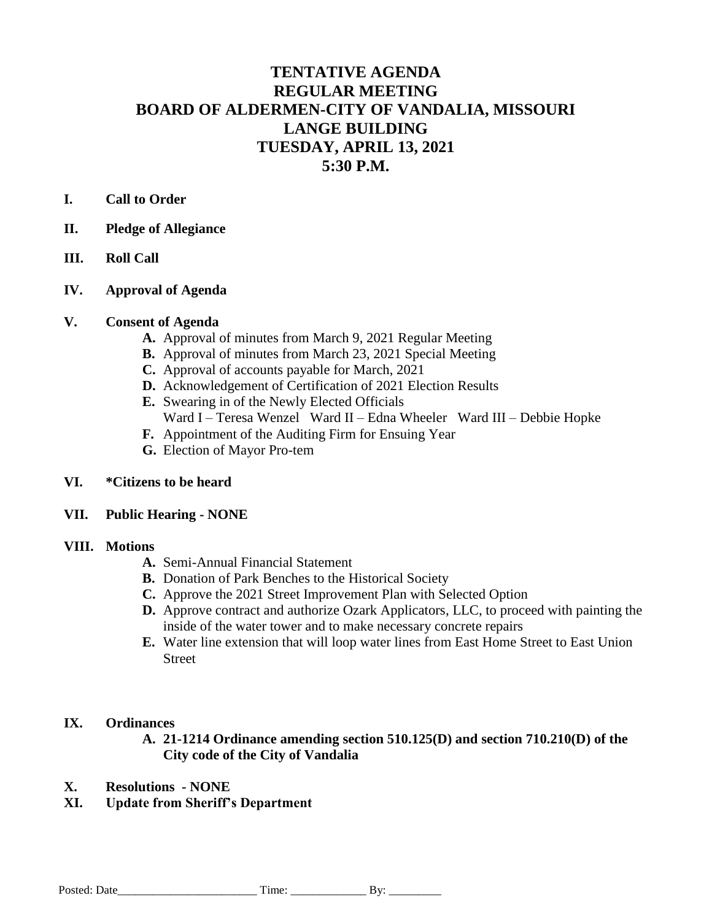# TENTATIVE AGENDA
# REGULAR MEETING
# BOARD OF ALDERMEN-CITY OF VANDALIA, MISSOURI
# LANGE BUILDING
# TUESDAY, APRIL 13, 2021
# 5:30 P.M.

**I. Call to Order**

**II. Pledge of Allegiance**

**III. Roll Call**

**IV. Approval of Agenda**

**V. Consent of Agenda**

- **A.** Approval of minutes from March 9, 2021 Regular Meeting
- **B.** Approval of minutes from March 23, 2021 Special Meeting
- **C.** Approval of accounts payable for March, 2021
- **D.** Acknowledgement of Certification of 2021 Election Results
- **E.** Swearing in of the Newly Elected Officials
  Ward I – Teresa Wenzel Ward II – Edna Wheeler Ward III – Debbie Hopke
- **F.** Appointment of the Auditing Firm for Ensuing Year
- **G.** Election of Mayor Pro-tem

**VI. *Citizens to be heard**

**VII. Public Hearing - NONE**

**VIII. Motions**

- **A.** Semi-Annual Financial Statement
- **B.** Donation of Park Benches to the Historical Society
- **C.** Approve the 2021 Street Improvement Plan with Selected Option
- **D.** Approve contract and authorize Ozark Applicators, LLC, to proceed with painting the inside of the water tower and to make necessary concrete repairs
- **E.** Water line extension that will loop water lines from East Home Street to East Union Street

**IX. Ordinances**

- **A. 21-1214 Ordinance amending section 510.125(D) and section 710.210(D) of the City code of the City of Vandalia**

**X. Resolutions - NONE**

**XI. Update from Sheriff's Department**

Posted: Date________________________ Time: _____________ By: _________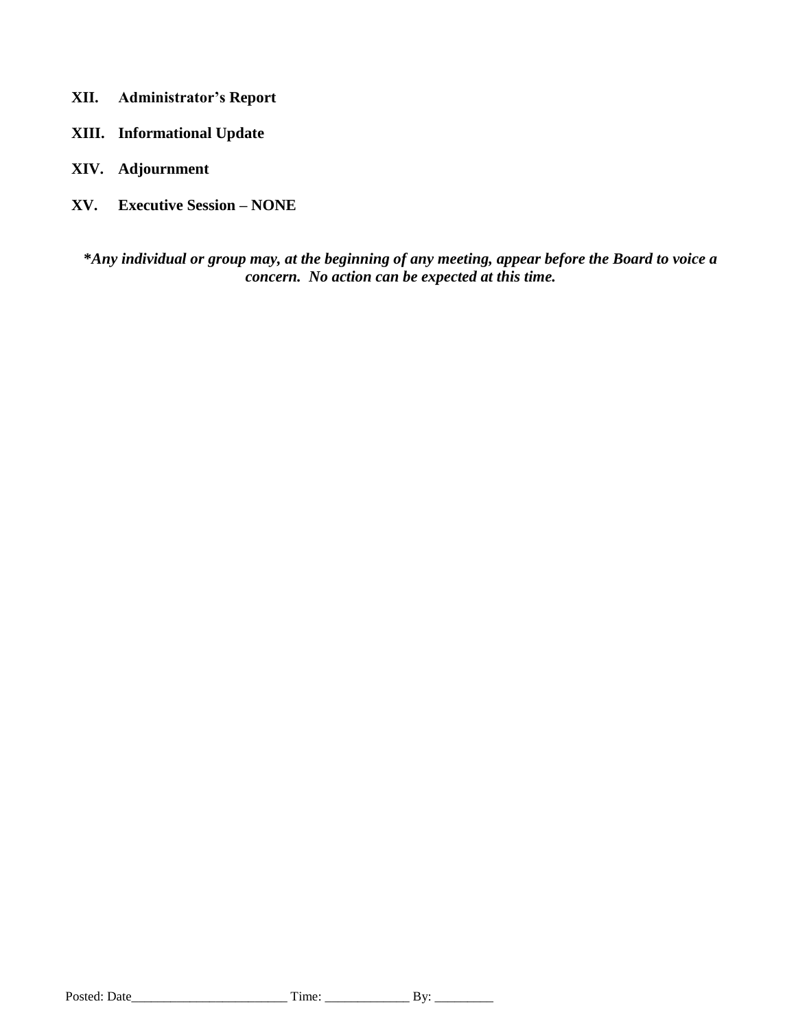**XII. Administrator's Report**

**XIII. Informational Update**

**XIV. Adjournment**

**XV. Executive Session – NONE**

***Any individual or group may, at the beginning of any meeting, appear before the Board to voice a concern. No action can be expected at this time.***

Posted: Date________________________ Time: _____________ By: _________